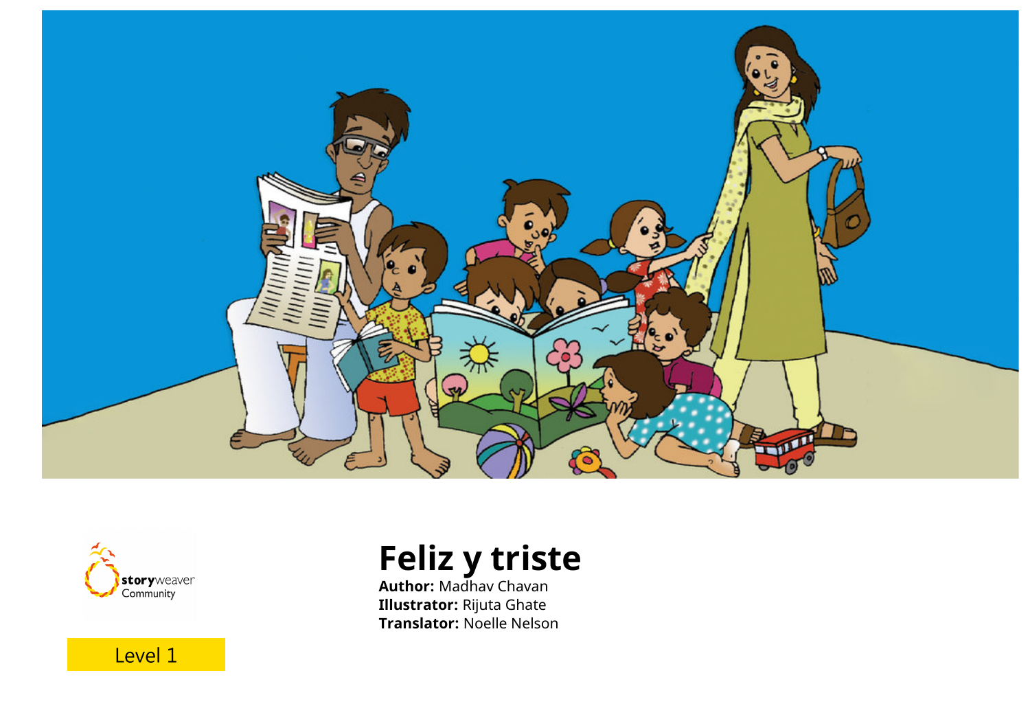# Feliz y triste

**Author:** Madhav Chavan
**Illustrator:** Rijuta Ghate
**Translator:** Noelle Nelson

storyweaver Community

Level 1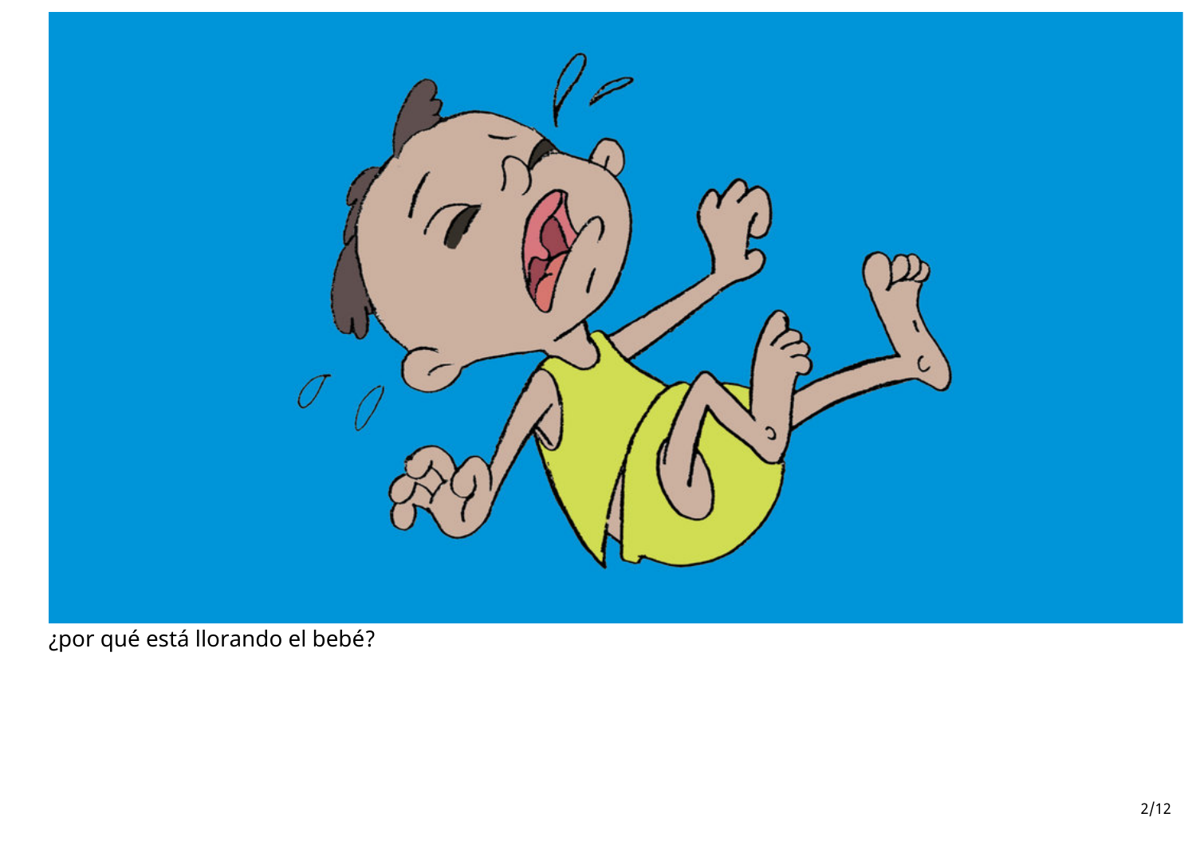¿por qué está llorando el bebé?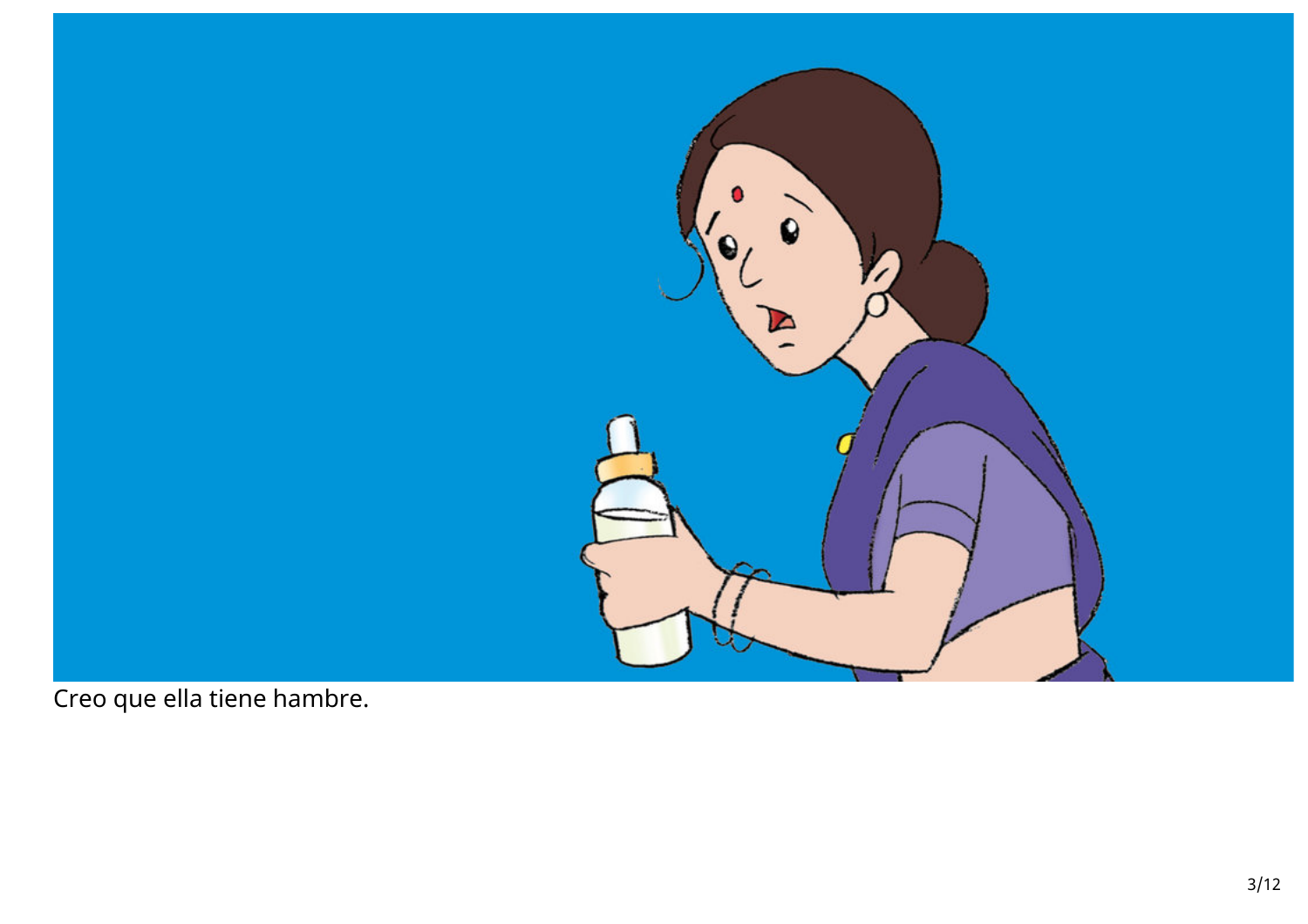Creo que ella tiene hambre.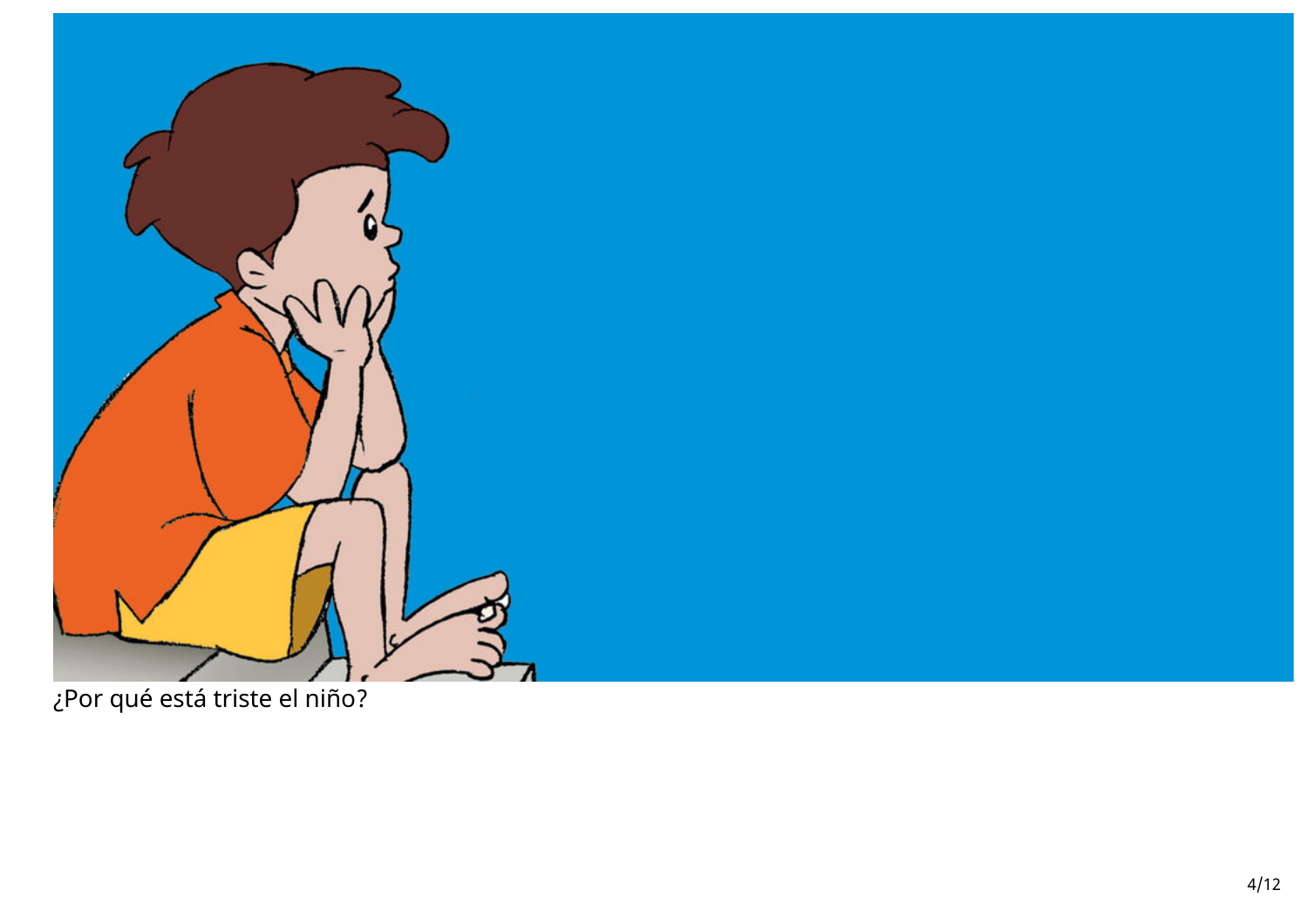¿Por qué está triste el niño?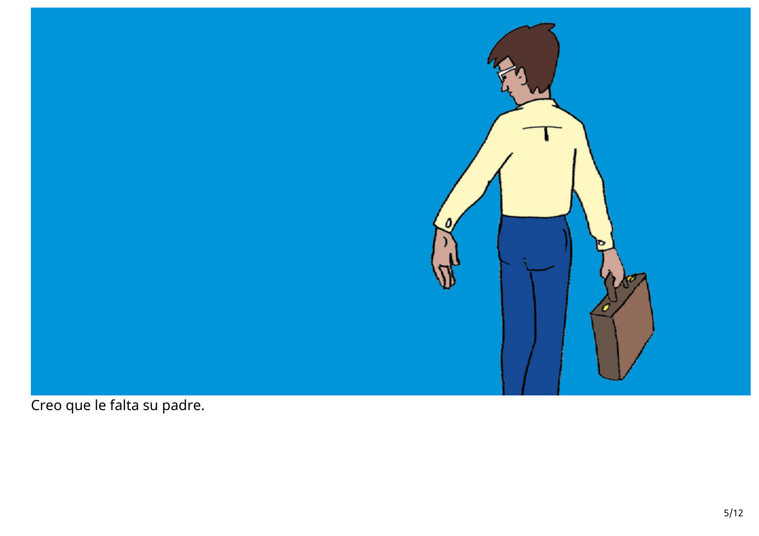Creo que le falta su padre.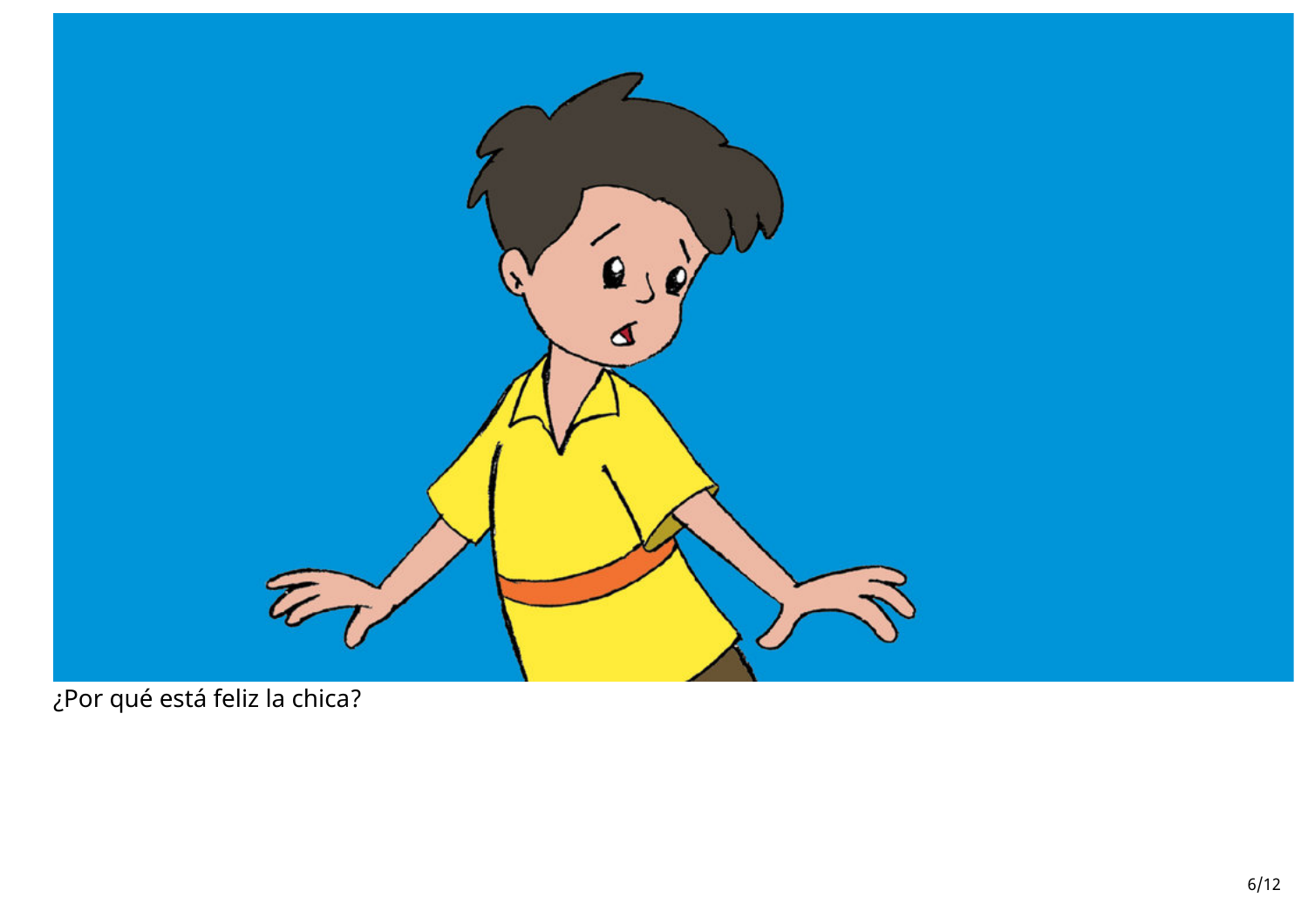¿Por qué está feliz la chica?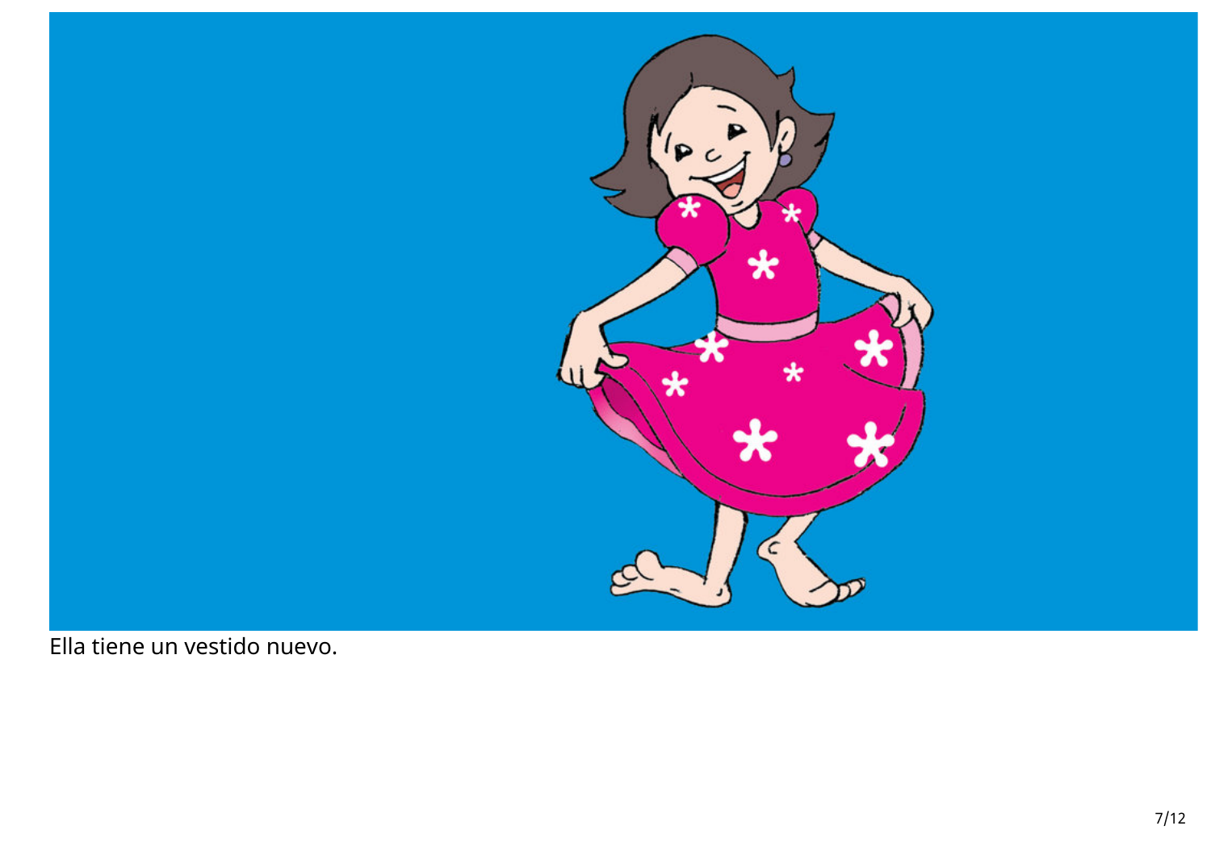Ella tiene un vestido nuevo.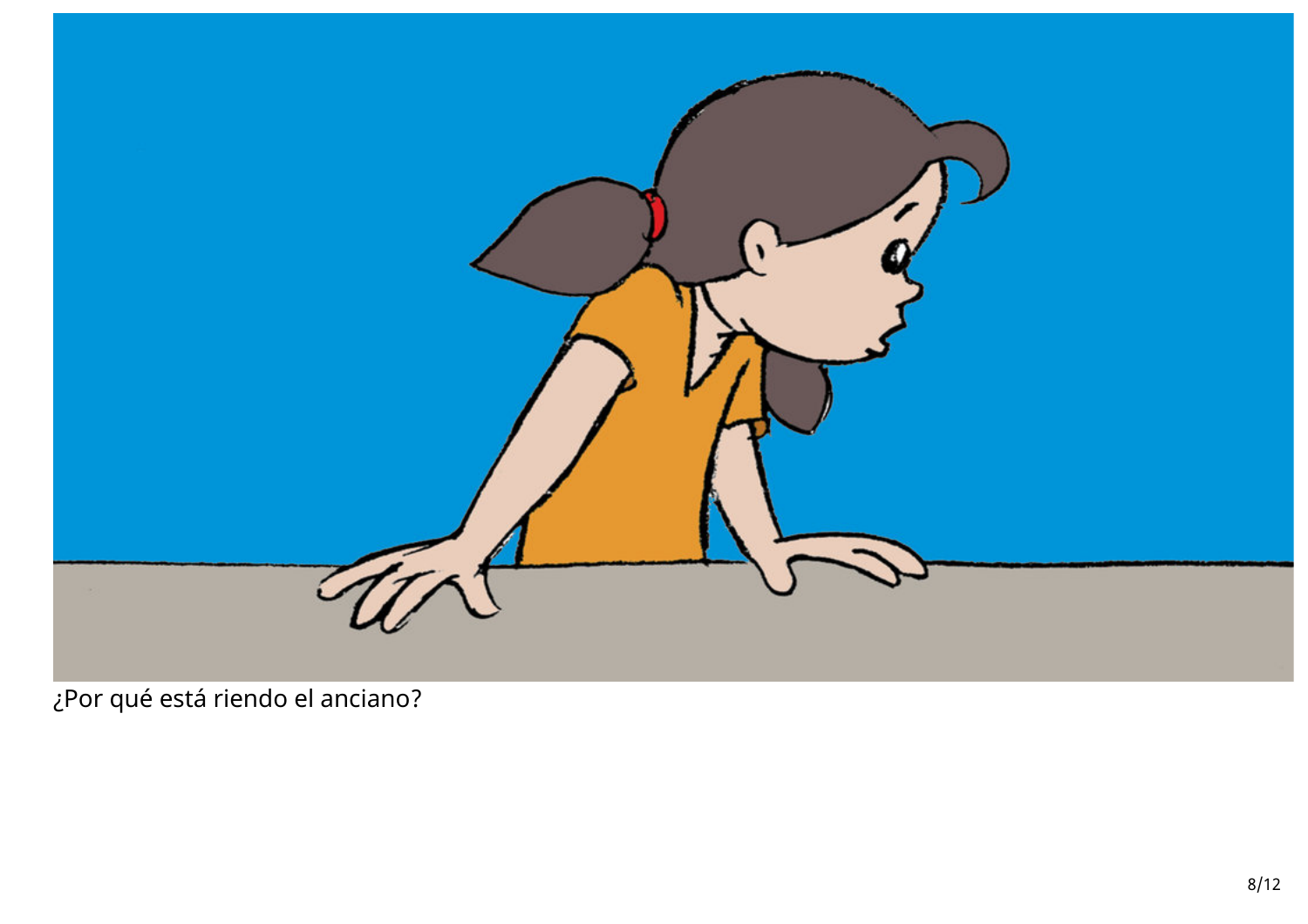¿Por qué está riendo el anciano?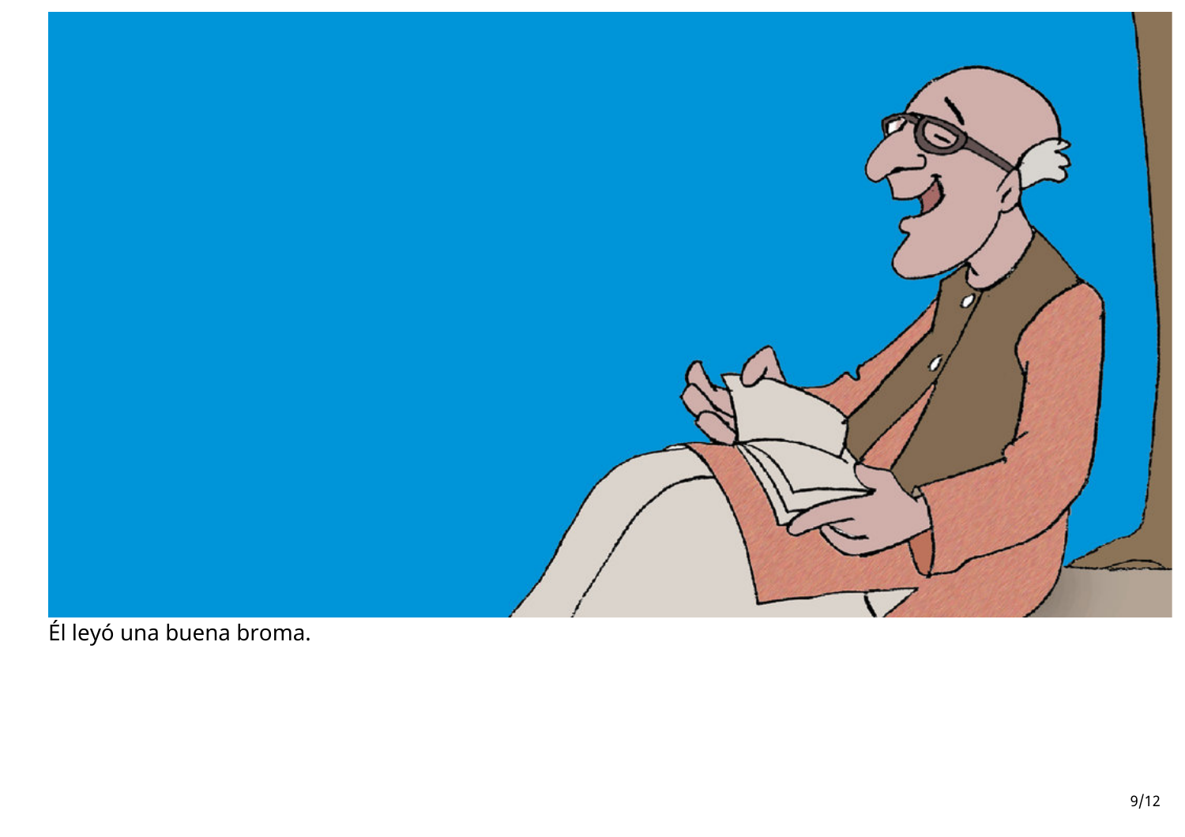Él leyó una buena broma.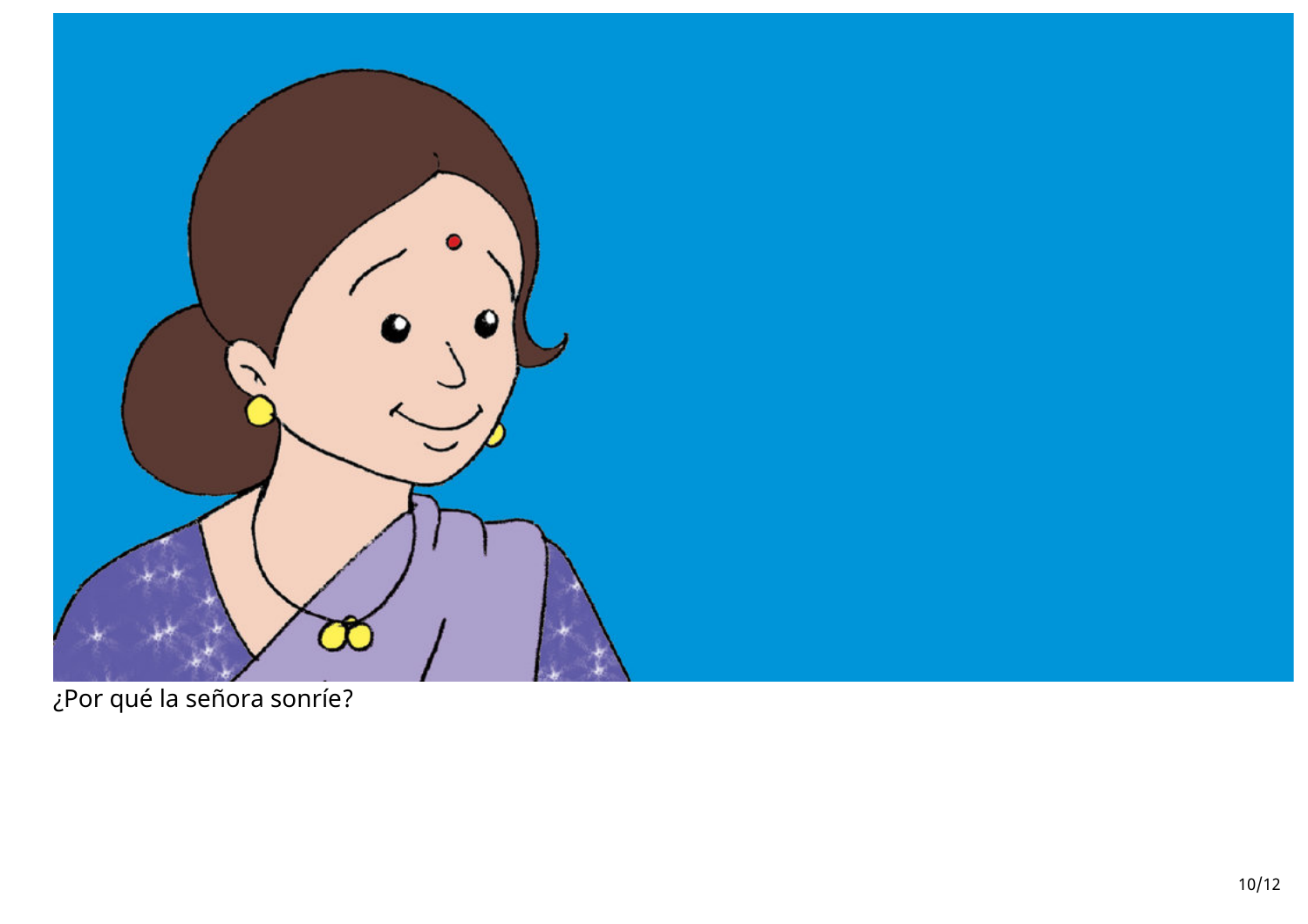¿Por qué la señora sonríe?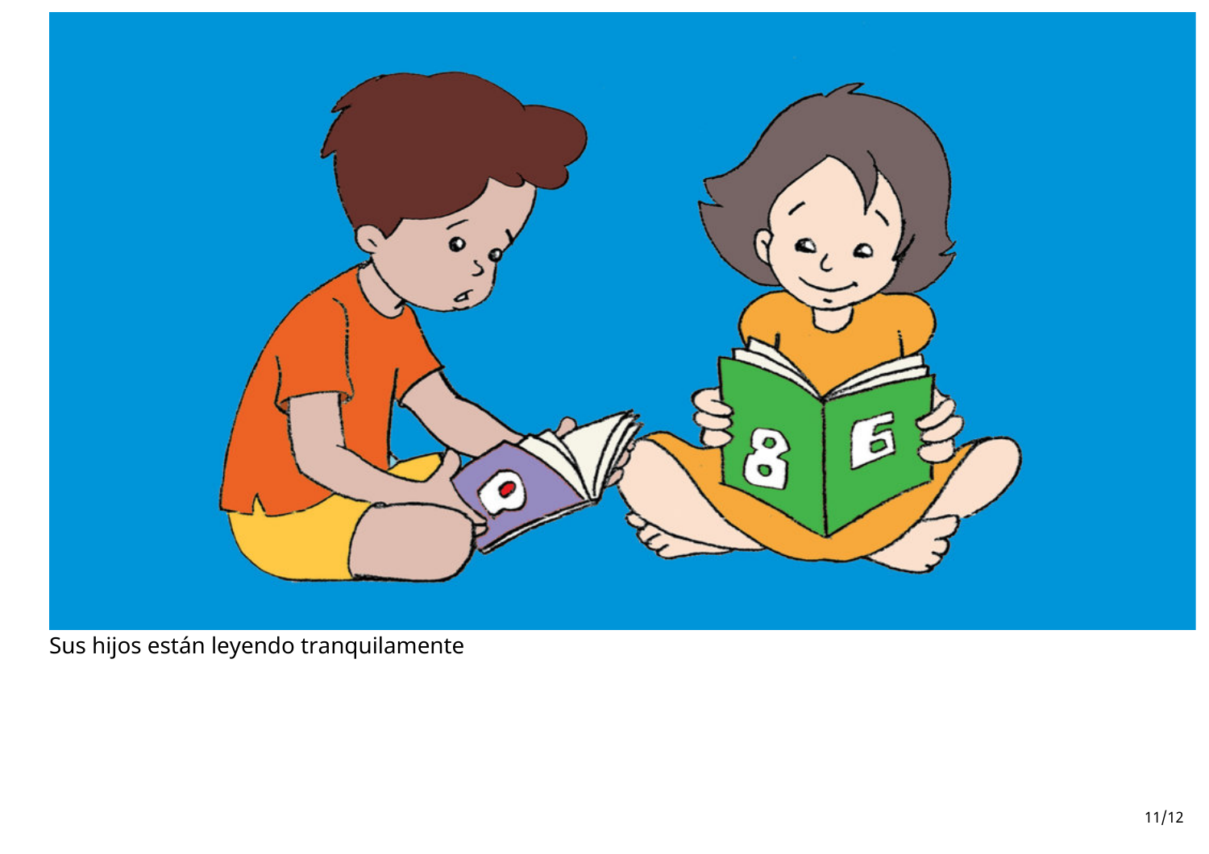Sus hijos están leyendo tranquilamente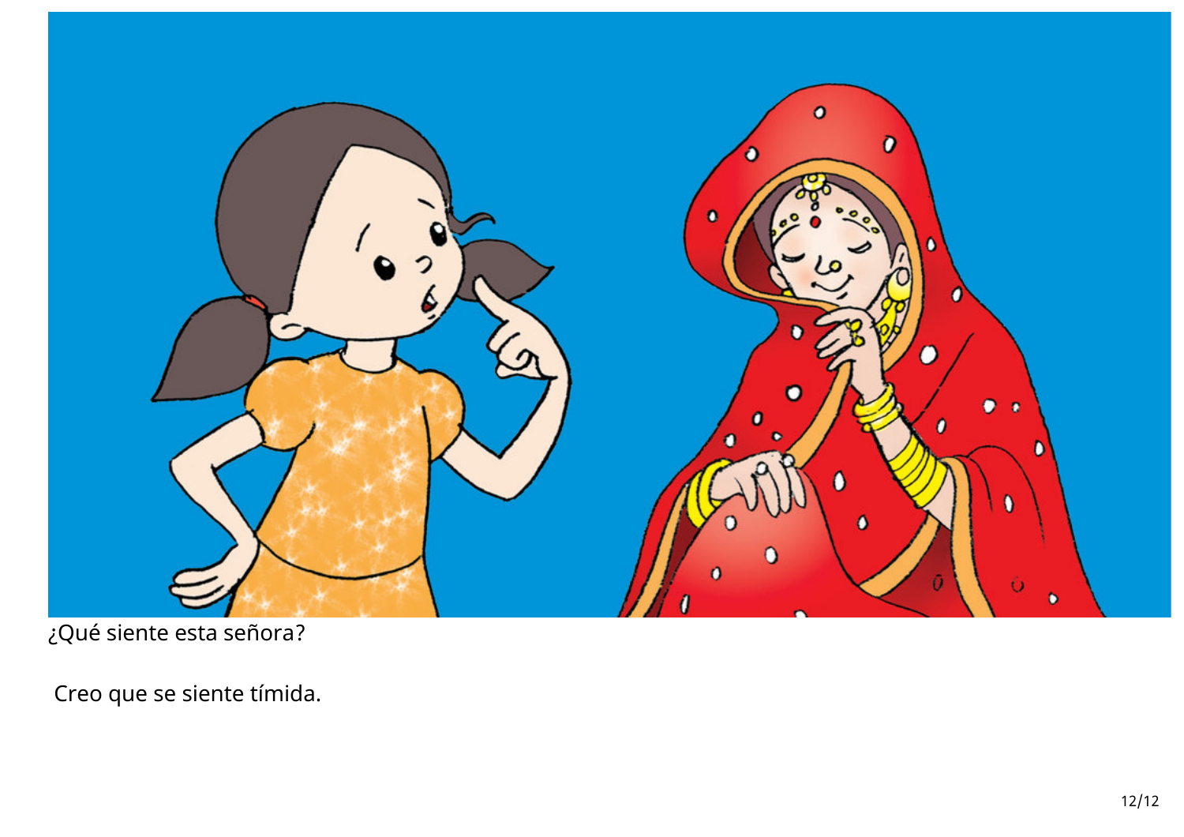¿Qué siente esta señora?

Creo que se siente tímida.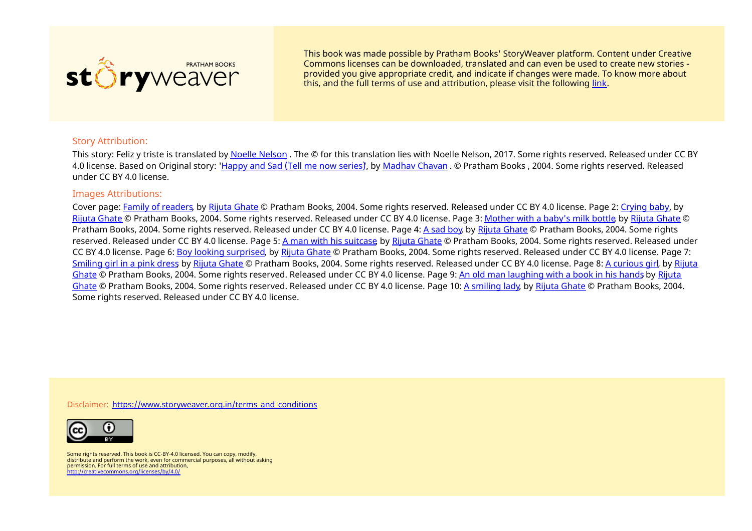storyweaver PRATHAM BOOKS

This book was made possible by Pratham Books' StoryWeaver platform. Content under Creative Commons licenses can be downloaded, translated and can even be used to create new stories - provided you give appropriate credit, and indicate if changes were made. To know more about this, and the full terms of use and attribution, please visit the following link.

## Story Attribution:

This story: Feliz y triste is translated by Noelle Nelson . The © for this translation lies with Noelle Nelson, 2017. Some rights reserved. Released under CC BY 4.0 license. Based on Original story: 'Happy and Sad (Tell me now series)', by Madhav Chavan . © Pratham Books , 2004. Some rights reserved. Released under CC BY 4.0 license.

## Images Attributions:

Cover page: Family of readers, by Rijuta Ghate © Pratham Books, 2004. Some rights reserved. Released under CC BY 4.0 license. Page 2: Crying baby, by Rijuta Ghate © Pratham Books, 2004. Some rights reserved. Released under CC BY 4.0 license. Page 3: Mother with a baby's milk bottle, by Rijuta Ghate © Pratham Books, 2004. Some rights reserved. Released under CC BY 4.0 license. Page 4: A sad boy, by Rijuta Ghate © Pratham Books, 2004. Some rights reserved. Released under CC BY 4.0 license. Page 5: A man with his suitcase, by Rijuta Ghate © Pratham Books, 2004. Some rights reserved. Released under CC BY 4.0 license. Page 6: Boy looking surprised, by Rijuta Ghate © Pratham Books, 2004. Some rights reserved. Released under CC BY 4.0 license. Page 7: Smiling girl in a pink dress, by Rijuta Ghate © Pratham Books, 2004. Some rights reserved. Released under CC BY 4.0 license. Page 8: A curious girl, by Rijuta Ghate © Pratham Books, 2004. Some rights reserved. Released under CC BY 4.0 license. Page 9: An old man laughing with a book in his hands, by Rijuta Ghate © Pratham Books, 2004. Some rights reserved. Released under CC BY 4.0 license. Page 10: A smiling lady, by Rijuta Ghate © Pratham Books, 2004. Some rights reserved. Released under CC BY 4.0 license.

Disclaimer: https://www.storyweaver.org.in/terms_and_conditions

Some rights reserved. This book is CC-BY-4.0 licensed. You can copy, modify, distribute and perform the work, even for commercial purposes, all without asking permission. For full terms of use and attribution, http://creativecommons.org/licenses/by/4.0/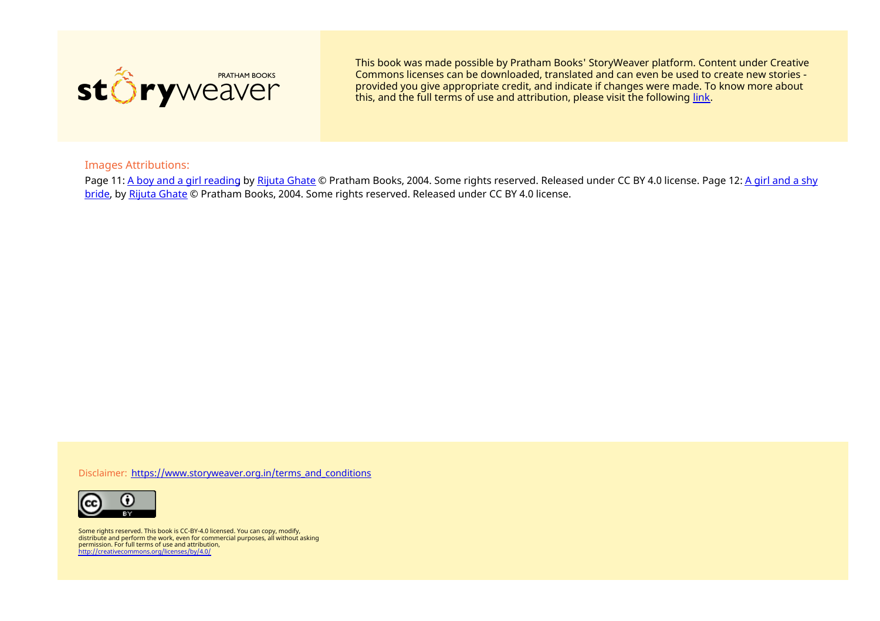This book was made possible by Pratham Books' StoryWeaver platform. Content under Creative Commons licenses can be downloaded, translated and can even be used to create new stories - provided you give appropriate credit, and indicate if changes were made. To know more about this, and the full terms of use and attribution, please visit the following link.

Images Attributions:

Page 11: A boy and a girl reading by Rijuta Ghate © Pratham Books, 2004. Some rights reserved. Released under CC BY 4.0 license. Page 12: A girl and a shy bride, by Rijuta Ghate © Pratham Books, 2004. Some rights reserved. Released under CC BY 4.0 license.

Disclaimer: https://www.storyweaver.org.in/terms_and_conditions

Some rights reserved. This book is CC-BY-4.0 licensed. You can copy, modify, distribute and perform the work, even for commercial purposes, all without asking permission. For full terms of use and attribution, http://creativecommons.org/licenses/by/4.0/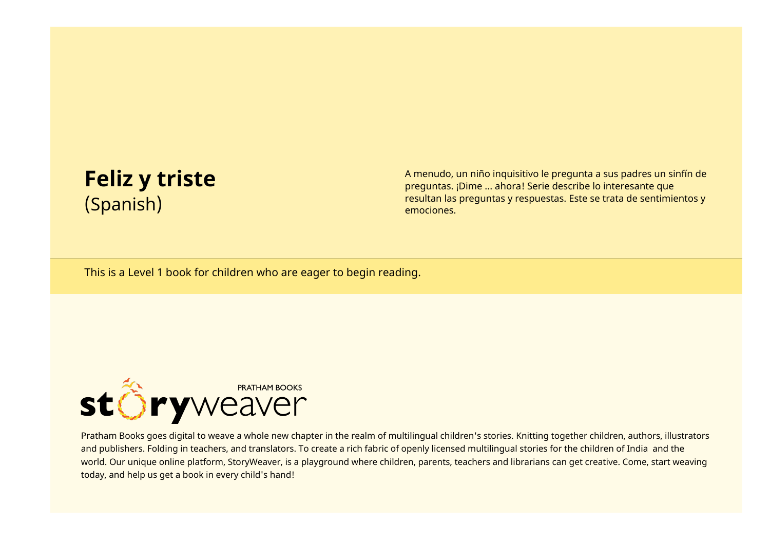# Feliz y triste

(Spanish)

A menudo, un niño inquisitivo le pregunta a sus padres un sinfín de preguntas. ¡Dime ... ahora! Serie describe lo interesante que resultan las preguntas y respuestas. Este se trata de sentimientos y emociones.

This is a Level 1 book for children who are eager to begin reading.

storyweaver PRATHAM BOOKS

Pratham Books goes digital to weave a whole new chapter in the realm of multilingual children's stories. Knitting together children, authors, illustrators and publishers. Folding in teachers, and translators. To create a rich fabric of openly licensed multilingual stories for the children of India and the world. Our unique online platform, StoryWeaver, is a playground where children, parents, teachers and librarians can get creative. Come, start weaving today, and help us get a book in every child's hand!